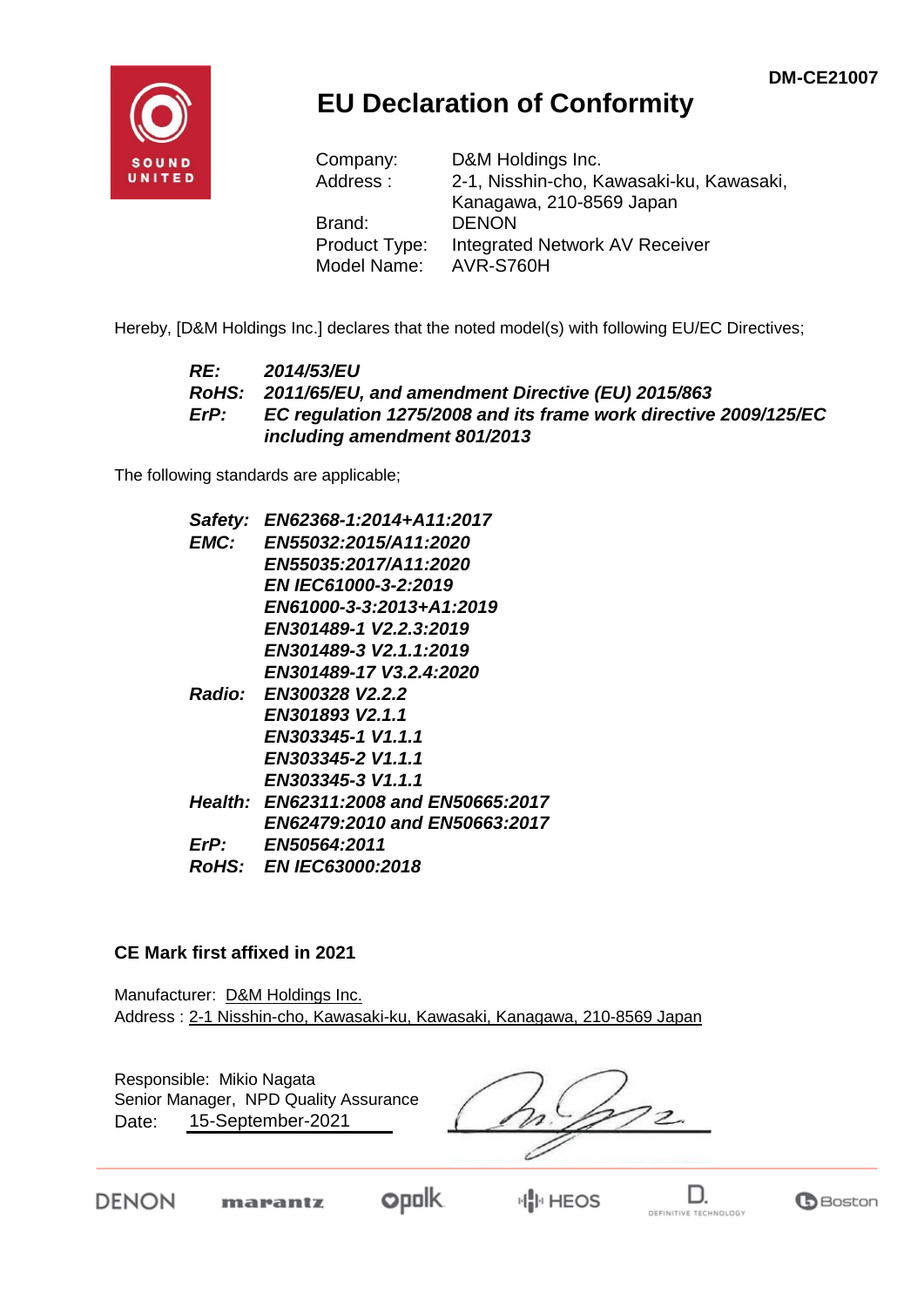DM-CE21007

SOUND UNITED

# EU Declaration of Conformity

| | |
|---|---|
| Company: | D&M Holdings Inc. |
| Address : | 2-1, Nisshin-cho, Kawasaki-ku, Kawasaki, Kanagawa, 210-8569 Japan |
| Brand: | DENON |
| Product Type: | Integrated Network AV Receiver |
| Model Name: | AVR-S760H |

Hereby, [D&M Holdings Inc.] declares that the noted model(s) with following EU/EC Directives;

| | |
|---|---|
| ***RE:*** | ***2014/53/EU*** |
| ***RoHS:*** | ***2011/65/EU, and amendment Directive (EU) 2015/863*** |
| ***ErP:*** | ***EC regulation 1275/2008 and its frame work directive 2009/125/EC including amendment 801/2013*** |

The following standards are applicable;

| | |
|---|---|
| ***Safety:*** | ***EN62368-1:2014+A11:2017*** |
| ***EMC:*** | ***EN55032:2015/A11:2020*** |
| | ***EN55035:2017/A11:2020*** |
| | ***EN IEC61000-3-2:2019*** |
| | ***EN61000-3-3:2013+A1:2019*** |
| | ***EN301489-1 V2.2.3:2019*** |
| | ***EN301489-3 V2.1.1:2019*** |
| | ***EN301489-17 V3.2.4:2020*** |
| ***Radio:*** | ***EN300328 V2.2.2*** |
| | ***EN301893 V2.1.1*** |
| | ***EN303345-1 V1.1.1*** |
| | ***EN303345-2 V1.1.1*** |
| | ***EN303345-3 V1.1.1*** |
| ***Health:*** | ***EN62311:2008 and EN50665:2017*** |
| | ***EN62479:2010 and EN50663:2017*** |
| ***ErP:*** | ***EN50564:2011*** |
| ***RoHS:*** | ***EN IEC63000:2018*** |

**CE Mark first affixed in 2021**

Manufacturer: D&M Holdings Inc.
Address : 2-1 Nisshin-cho, Kawasaki-ku, Kawasaki, Kanagawa, 210-8569 Japan

Responsible: Mikio Nagata
Senior Manager, NPD Quality Assurance
Date: 15-September-2021

DENON marantz polk HEOS DEFINITIVE TECHNOLOGY Boston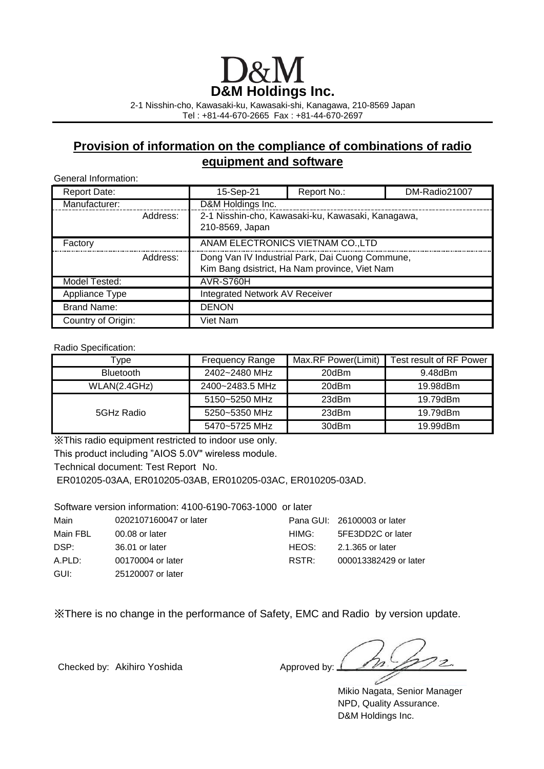# D&M

**D&M Holdings Inc.**

2-1 Nisshin-cho, Kawasaki-ku, Kawasaki-shi, Kanagawa, 210-8569 Japan
Tel : +81-44-670-2665 Fax : +81-44-670-2697

## Provision of information on the compliance of combinations of radio equipment and software

General Information:

| | | | |
|---|---|---|---|
| Report Date: | 15-Sep-21 | Report No.: | DM-Radio21007 |
| Manufacturer: | D&M Holdings Inc. | | |
| Address: | 2-1 Nisshin-cho, Kawasaki-ku, Kawasaki-shi, Kanagawa, 210-8569, Japan | | |
| Factory | ANAM ELECTRONICS VIETNAM CO.,LTD | | |
| Address: | Dong Van IV Industrial Park, Dai Cuong Commune, Kim Bang dsistrict, Ha Nam province, Viet Nam | | |
| Model Tested: | AVR-S760H | | |
| Appliance Type | Integrated Network AV Receiver | | |
| Brand Name: | DENON | | |
| Country of Origin: | Viet Nam | | |

Radio Specification:

| Type | Frequency Range | Max.RF Power(Limit) | Test result of RF Power |
|---|---|---|---|
| Bluetooth | 2402~2480 MHz | 20dBm | 9.48dBm |
| WLAN(2.4GHz) | 2400~2483.5 MHz | 20dBm | 19.98dBm |
| 5GHz Radio | 5150~5250 MHz | 23dBm | 19.79dBm |
| | 5250~5350 MHz | 23dBm | 19.79dBm |
| | 5470~5725 MHz | 30dBm | 19.99dBm |

※This radio equipment restricted to indoor use only.

This product including "AIOS 5.0V" wireless module.

Technical document: Test Report No.

ER010205-03AA, ER010205-03AB, ER010205-03AC, ER010205-03AD.

Software version information: 4100-6190-7063-1000 or later

| | | | |
|---|---|---|---|
| Main | 0202107160047 or later | Pana GUI: | 26100003 or later |
| Main FBL | 00.08 or later | HIMG: | 5FE3DD2C or later |
| DSP: | 36.01 or later | HEOS: | 2.1.365 or later |
| A.PLD: | 00170004 or later | RSTR: | 000013382429 or later |
| GUI: | 25120007 or later | | |

※There is no change in the performance of Safety, EMC and Radio by version update.

Checked by: Akihiro Yoshida

Approved by:

Mikio Nagata, Senior Manager
NPD, Quality Assurance.
D&M Holdings Inc.